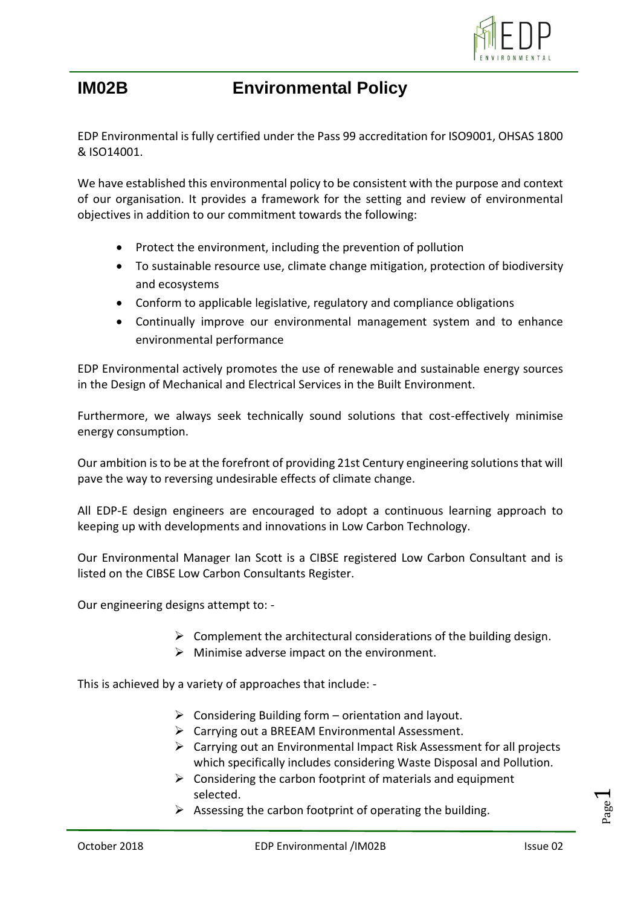# IM02B Environmental Policy

EDP Environmental is fully certified under the Pass 99 accreditation for ISO9001, OHSAS 1800 & ISO14001.

We have established this environmental policy to be consistent with the purpose and context of our organisation. It provides a framework for the setting and review of environmental objectives in addition to our commitment towards the following:

- Protect the environment, including the prevention of pollution
- To sustainable resource use, climate change mitigation, protection of biodiversity and ecosystems
- Conform to applicable legislative, regulatory and compliance obligations
- Continually improve our environmental management system and to enhance environmental performance

EDP Environmental actively promotes the use of renewable and sustainable energy sources in the Design of Mechanical and Electrical Services in the Built Environment.

Furthermore, we always seek technically sound solutions that cost-effectively minimise energy consumption.

Our ambition is to be at the forefront of providing 21st Century engineering solutions that will pave the way to reversing undesirable effects of climate change.

All EDP-E design engineers are encouraged to adopt a continuous learning approach to keeping up with developments and innovations in Low Carbon Technology.

Our Environmental Manager Ian Scott is a CIBSE registered Low Carbon Consultant and is listed on the CIBSE Low Carbon Consultants Register.

Our engineering designs attempt to: -

- Complement the architectural considerations of the building design.
- Minimise adverse impact on the environment.

This is achieved by a variety of approaches that include: -

- Considering Building form – orientation and layout.
- Carrying out a BREEAM Environmental Assessment.
- Carrying out an Environmental Impact Risk Assessment for all projects which specifically includes considering Waste Disposal and Pollution.
- Considering the carbon footprint of materials and equipment selected.
- Assessing the carbon footprint of operating the building.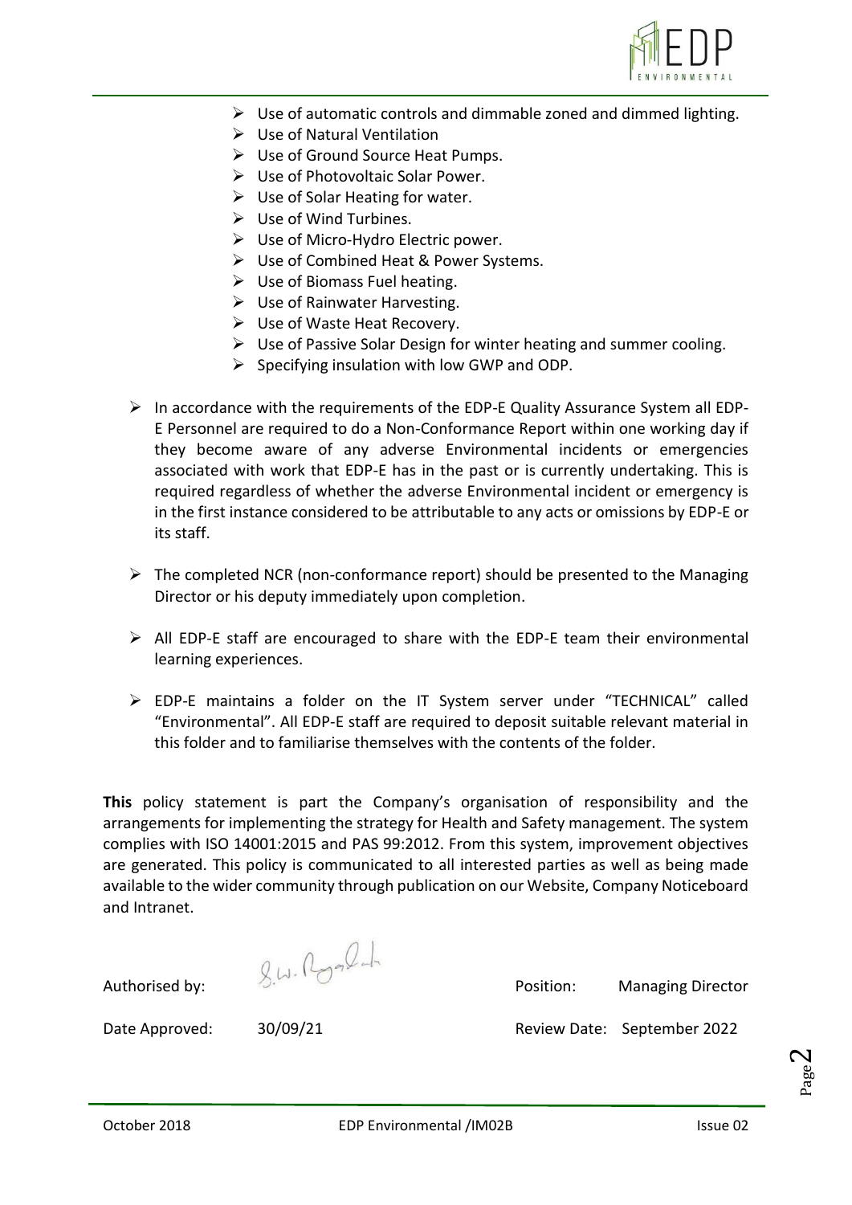- Use of automatic controls and dimmable zoned and dimmed lighting.
- Use of Natural Ventilation
- Use of Ground Source Heat Pumps.
- Use of Photovoltaic Solar Power.
- Use of Solar Heating for water.
- Use of Wind Turbines.
- Use of Micro-Hydro Electric power.
- Use of Combined Heat & Power Systems.
- Use of Biomass Fuel heating.
- Use of Rainwater Harvesting.
- Use of Waste Heat Recovery.
- Use of Passive Solar Design for winter heating and summer cooling.
- Specifying insulation with low GWP and ODP.

- In accordance with the requirements of the EDP-E Quality Assurance System all EDP-E Personnel are required to do a Non-Conformance Report within one working day if they become aware of any adverse Environmental incidents or emergencies associated with work that EDP-E has in the past or is currently undertaking. This is required regardless of whether the adverse Environmental incident or emergency is in the first instance considered to be attributable to any acts or omissions by EDP-E or its staff.

- The completed NCR (non-conformance report) should be presented to the Managing Director or his deputy immediately upon completion.

- All EDP-E staff are encouraged to share with the EDP-E team their environmental learning experiences.

- EDP-E maintains a folder on the IT System server under "TECHNICAL" called "Environmental". All EDP-E staff are required to deposit suitable relevant material in this folder and to familiarise themselves with the contents of the folder.

**This** policy statement is part the Company's organisation of responsibility and the arrangements for implementing the strategy for Health and Safety management. The system complies with ISO 14001:2015 and PAS 99:2012. From this system, improvement objectives are generated. This policy is communicated to all interested parties as well as being made available to the wider community through publication on our Website, Company Noticeboard and Intranet.

| | | | |
|---|---|---|---|
| Authorised by: | S.W. Rysdale | Position: | Managing Director |
| Date Approved: | 30/09/21 | Review Date: | September 2022 |